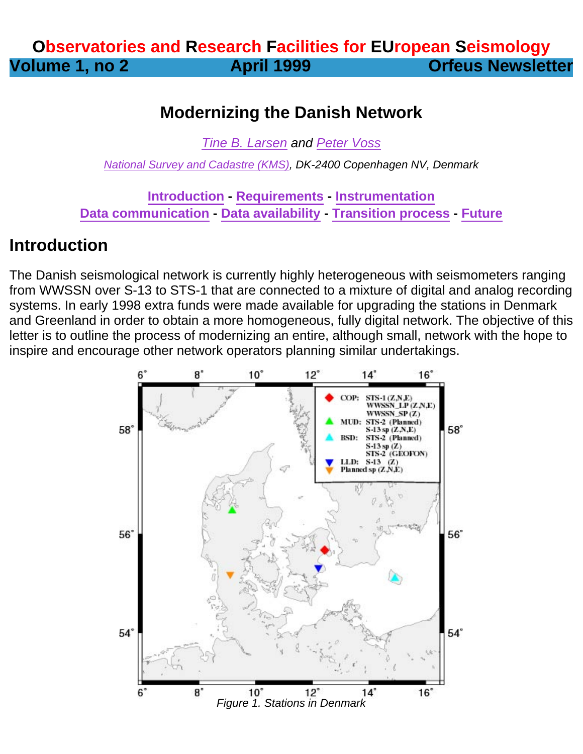# Observatories and Research Facilities for EUropean Seismology

**Volume 1, no 2 — April 1999 — Orfeus Newsletter**

## Modernizing the Danish Network

*Tine B. Larsen and Peter Voss*

*National Survey and Cadastre (KMS), DK-2400 Copenhagen NV, Denmark*

**Introduction - Requirements - Instrumentation**
**Data communication - Data availability - Transition process - Future**

## Introduction

The Danish seismological network is currently highly heterogeneous with seismometers ranging from WWSSN over S-13 to STS-1 that are connected to a mixture of digital and analog recording systems. In early 1998 extra funds were made available for upgrading the stations in Denmark and Greenland in order to obtain a more homogeneous, fully digital network. The objective of this letter is to outline the process of modernizing an entire, although small, network with the hope to inspire and encourage other network operators planning similar undertakings.

Figure 1. Stations in Denmark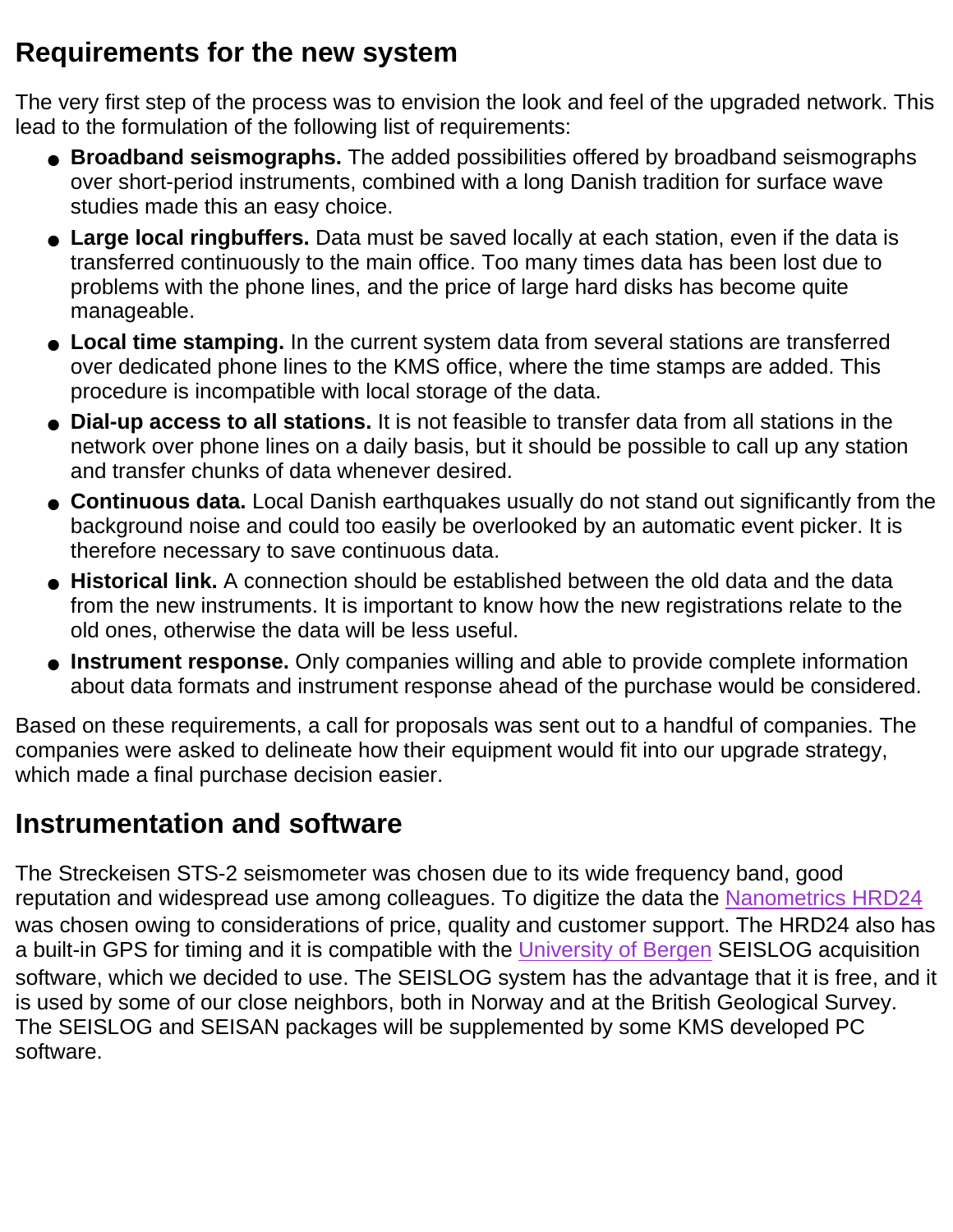## Requirements for the new system

The very first step of the process was to envision the look and feel of the upgraded network. This lead to the formulation of the following list of requirements:

- **Broadband seismographs.** The added possibilities offered by broadband seismographs over short-period instruments, combined with a long Danish tradition for surface wave studies made this an easy choice.
- **Large local ringbuffers.** Data must be saved locally at each station, even if the data is transferred continuously to the main office. Too many times data has been lost due to problems with the phone lines, and the price of large hard disks has become quite manageable.
- **Local time stamping.** In the current system data from several stations are transferred over dedicated phone lines to the KMS office, where the time stamps are added. This procedure is incompatible with local storage of the data.
- **Dial-up access to all stations.** It is not feasible to transfer data from all stations in the network over phone lines on a daily basis, but it should be possible to call up any station and transfer chunks of data whenever desired.
- **Continuous data.** Local Danish earthquakes usually do not stand out significantly from the background noise and could too easily be overlooked by an automatic event picker. It is therefore necessary to save continuous data.
- **Historical link.** A connection should be established between the old data and the data from the new instruments. It is important to know how the new registrations relate to the old ones, otherwise the data will be less useful.
- **Instrument response.** Only companies willing and able to provide complete information about data formats and instrument response ahead of the purchase would be considered.

Based on these requirements, a call for proposals was sent out to a handful of companies. The companies were asked to delineate how their equipment would fit into our upgrade strategy, which made a final purchase decision easier.

## Instrumentation and software

The Streckeisen STS-2 seismometer was chosen due to its wide frequency band, good reputation and widespread use among colleagues. To digitize the data the Nanometrics HRD24 was chosen owing to considerations of price, quality and customer support. The HRD24 also has a built-in GPS for timing and it is compatible with the University of Bergen SEISLOG acquisition software, which we decided to use. The SEISLOG system has the advantage that it is free, and it is used by some of our close neighbors, both in Norway and at the British Geological Survey. The SEISLOG and SEISAN packages will be supplemented by some KMS developed PC software.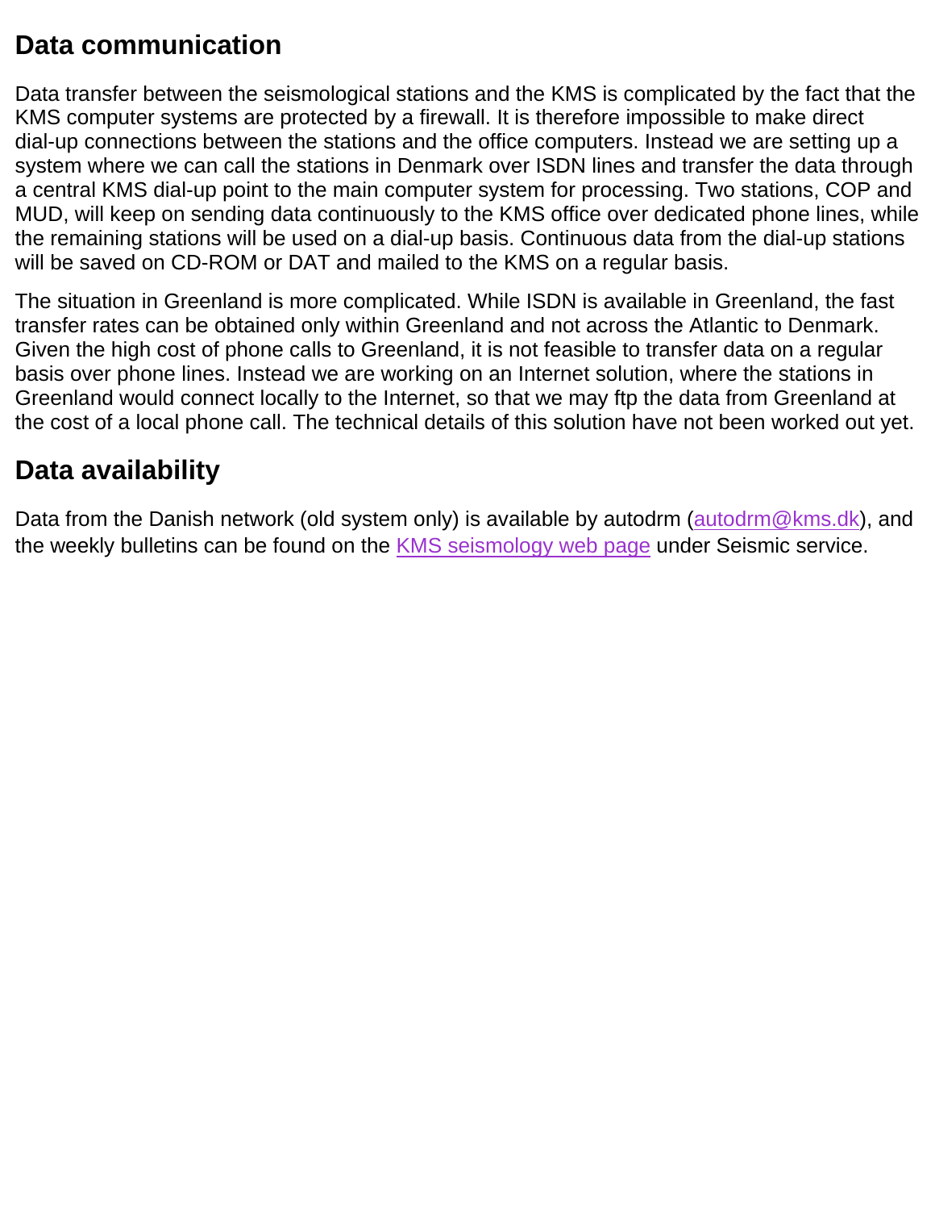## Data communication

Data transfer between the seismological stations and the KMS is complicated by the fact that the KMS computer systems are protected by a firewall. It is therefore impossible to make direct dial-up connections between the stations and the office computers. Instead we are setting up a system where we can call the stations in Denmark over ISDN lines and transfer the data through a central KMS dial-up point to the main computer system for processing. Two stations, COP and MUD, will keep on sending data continuously to the KMS office over dedicated phone lines, while the remaining stations will be used on a dial-up basis. Continuous data from the dial-up stations will be saved on CD-ROM or DAT and mailed to the KMS on a regular basis.

The situation in Greenland is more complicated. While ISDN is available in Greenland, the fast transfer rates can be obtained only within Greenland and not across the Atlantic to Denmark. Given the high cost of phone calls to Greenland, it is not feasible to transfer data on a regular basis over phone lines. Instead we are working on an Internet solution, where the stations in Greenland would connect locally to the Internet, so that we may ftp the data from Greenland at the cost of a local phone call. The technical details of this solution have not been worked out yet.

## Data availability

Data from the Danish network (old system only) is available by autodrm (autodrm@kms.dk), and the weekly bulletins can be found on the KMS seismology web page under Seismic service.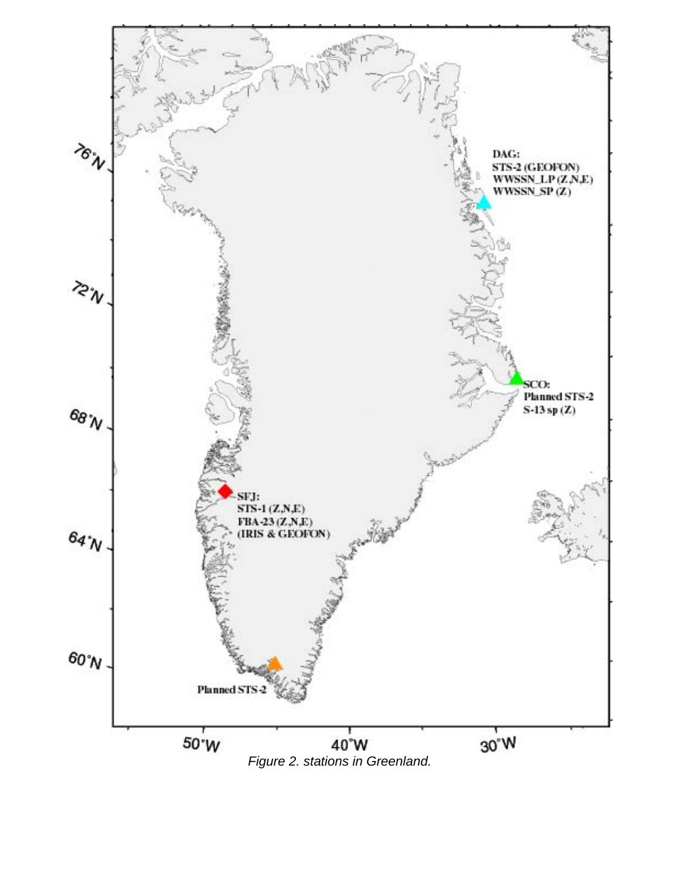*Figure 2. stations in Greenland.*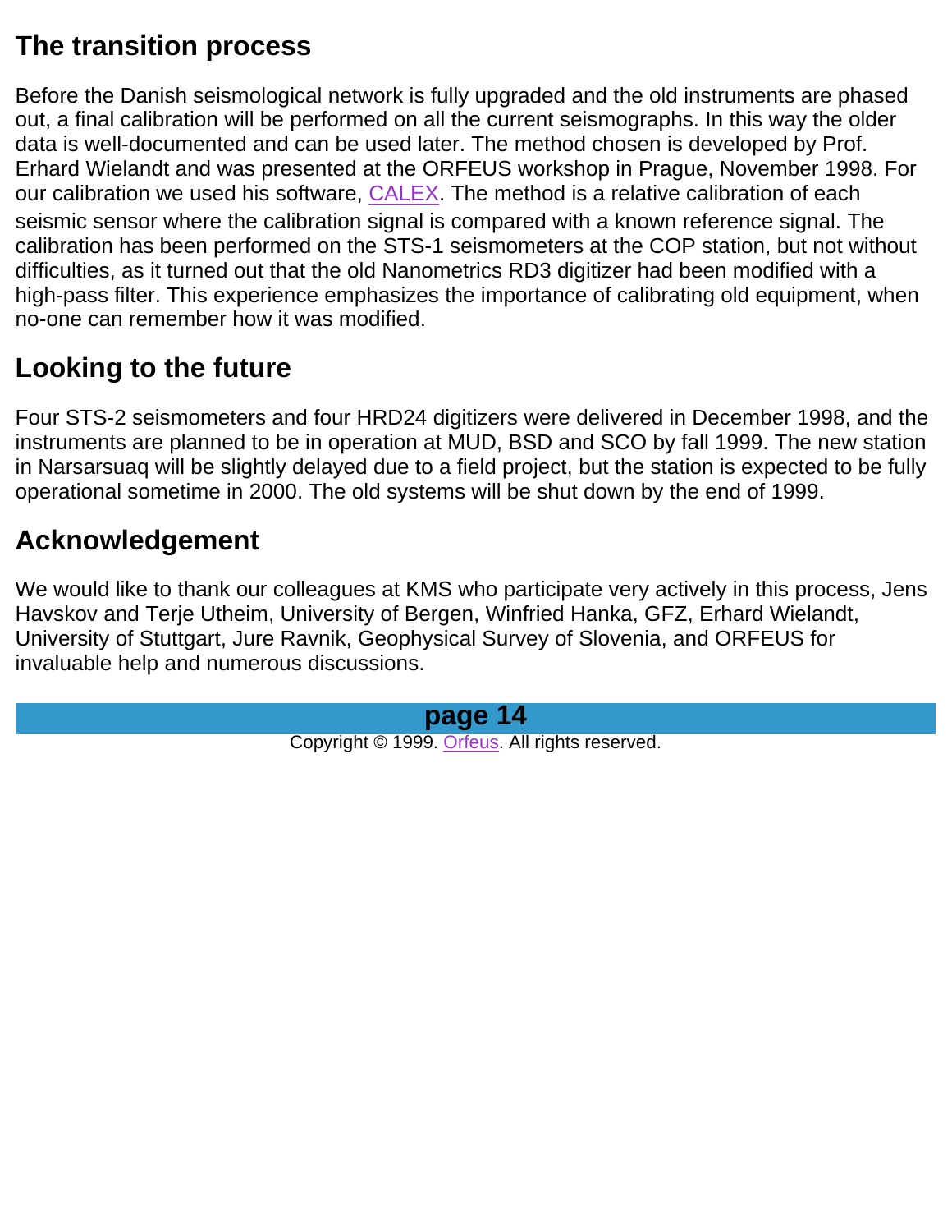## The transition process

Before the Danish seismological network is fully upgraded and the old instruments are phased out, a final calibration will be performed on all the current seismographs. In this way the older data is well-documented and can be used later. The method chosen is developed by Prof. Erhard Wielandt and was presented at the ORFEUS workshop in Prague, November 1998. For our calibration we used his software, CALEX. The method is a relative calibration of each seismic sensor where the calibration signal is compared with a known reference signal. The calibration has been performed on the STS-1 seismometers at the COP station, but not without difficulties, as it turned out that the old Nanometrics RD3 digitizer had been modified with a high-pass filter. This experience emphasizes the importance of calibrating old equipment, when no-one can remember how it was modified.

## Looking to the future

Four STS-2 seismometers and four HRD24 digitizers were delivered in December 1998, and the instruments are planned to be in operation at MUD, BSD and SCO by fall 1999. The new station in Narsarsuaq will be slightly delayed due to a field project, but the station is expected to be fully operational sometime in 2000. The old systems will be shut down by the end of 1999.

## Acknowledgement

We would like to thank our colleagues at KMS who participate very actively in this process, Jens Havskov and Terje Utheim, University of Bergen, Winfried Hanka, GFZ, Erhard Wielandt, University of Stuttgart, Jure Ravnik, Geophysical Survey of Slovenia, and ORFEUS for invaluable help and numerous discussions.

Copyright © 1999. Orfeus. All rights reserved.